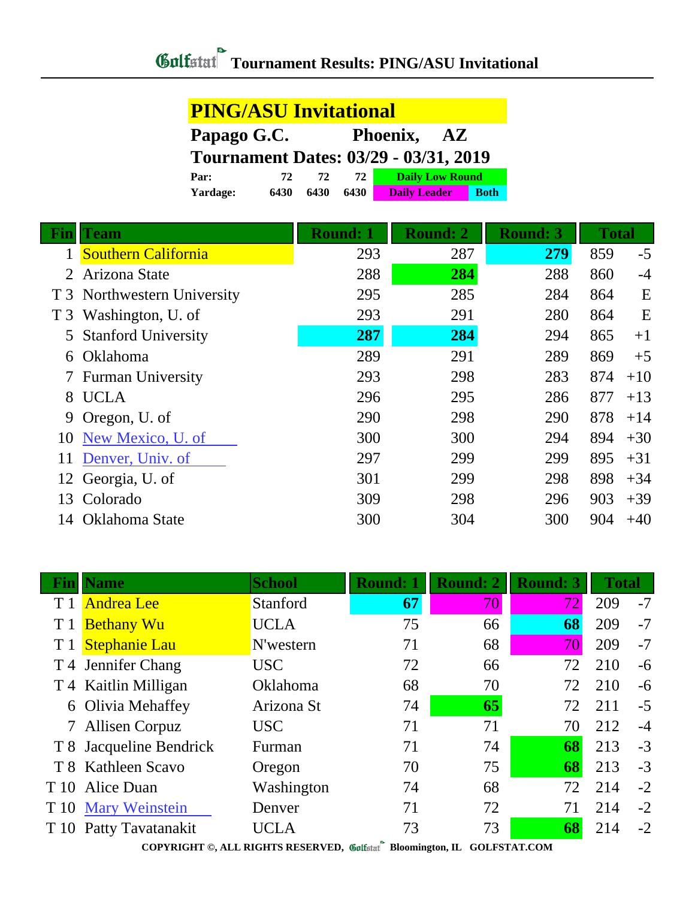# Tournament Results: PING/ASU Invitational

## PING/ASU Invitational

**Papago G.C. Phoenix, AZ**

**Tournament Dates: 03/29 - 03/31, 2019**

| | | | | |
|---|---|---|---|---|
| **Par:** | 72 | 72 | 72 | Daily Low Round |
| **Yardage:** | 6430 | 6430 | 6430 | Daily Leader / Both |

| Fin | Team | Round: 1 | Round: 2 | Round: 3 | Total | |
|---|---|---|---|---|---|---|
| 1 | Southern California | 293 | 287 | **279** | 859 | -5 |
| 2 | Arizona State | 288 | **284** | 288 | 860 | -4 |
| T 3 | Northwestern University | 295 | 285 | 284 | 864 | E |
| T 3 | Washington, U. of | 293 | 291 | 280 | 864 | E |
| 5 | Stanford University | **287** | **284** | 294 | 865 | +1 |
| 6 | Oklahoma | 289 | 291 | 289 | 869 | +5 |
| 7 | Furman University | 293 | 298 | 283 | 874 | +10 |
| 8 | UCLA | 296 | 295 | 286 | 877 | +13 |
| 9 | Oregon, U. of | 290 | 298 | 290 | 878 | +14 |
| 10 | New Mexico, U. of | 300 | 300 | 294 | 894 | +30 |
| 11 | Denver, Univ. of | 297 | 299 | 299 | 895 | +31 |
| 12 | Georgia, U. of | 301 | 299 | 298 | 898 | +34 |
| 13 | Colorado | 309 | 298 | 296 | 903 | +39 |
| 14 | Oklahoma State | 300 | 304 | 300 | 904 | +40 |

| Fin | Name | School | Round: 1 | Round: 2 | Round: 3 | Total | |
|---|---|---|---|---|---|---|---|
| T 1 | Andrea Lee | Stanford | **67** | 70 | 72 | 209 | -7 |
| T 1 | Bethany Wu | UCLA | 75 | 66 | **68** | 209 | -7 |
| T 1 | Stephanie Lau | N'western | 71 | 68 | 70 | 209 | -7 |
| T 4 | Jennifer Chang | USC | 72 | 66 | 72 | 210 | -6 |
| T 4 | Kaitlin Milligan | Oklahoma | 68 | 70 | 72 | 210 | -6 |
| 6 | Olivia Mehaffey | Arizona St | 74 | **65** | 72 | 211 | -5 |
| 7 | Allisen Corpuz | USC | 71 | 71 | 70 | 212 | -4 |
| T 8 | Jacqueline Bendrick | Furman | 71 | 74 | **68** | 213 | -3 |
| T 8 | Kathleen Scavo | Oregon | 70 | 75 | **68** | 213 | -3 |
| T 10 | Alice Duan | Washington | 74 | 68 | 72 | 214 | -2 |
| T 10 | Mary Weinstein | Denver | 71 | 72 | 71 | 214 | -2 |
| T 10 | Patty Tavatanakit | UCLA | 73 | 73 | **68** | 214 | -2 |

COPYRIGHT ©, ALL RIGHTS RESERVED, Golfstat Bloomington, IL GOLFSTAT.COM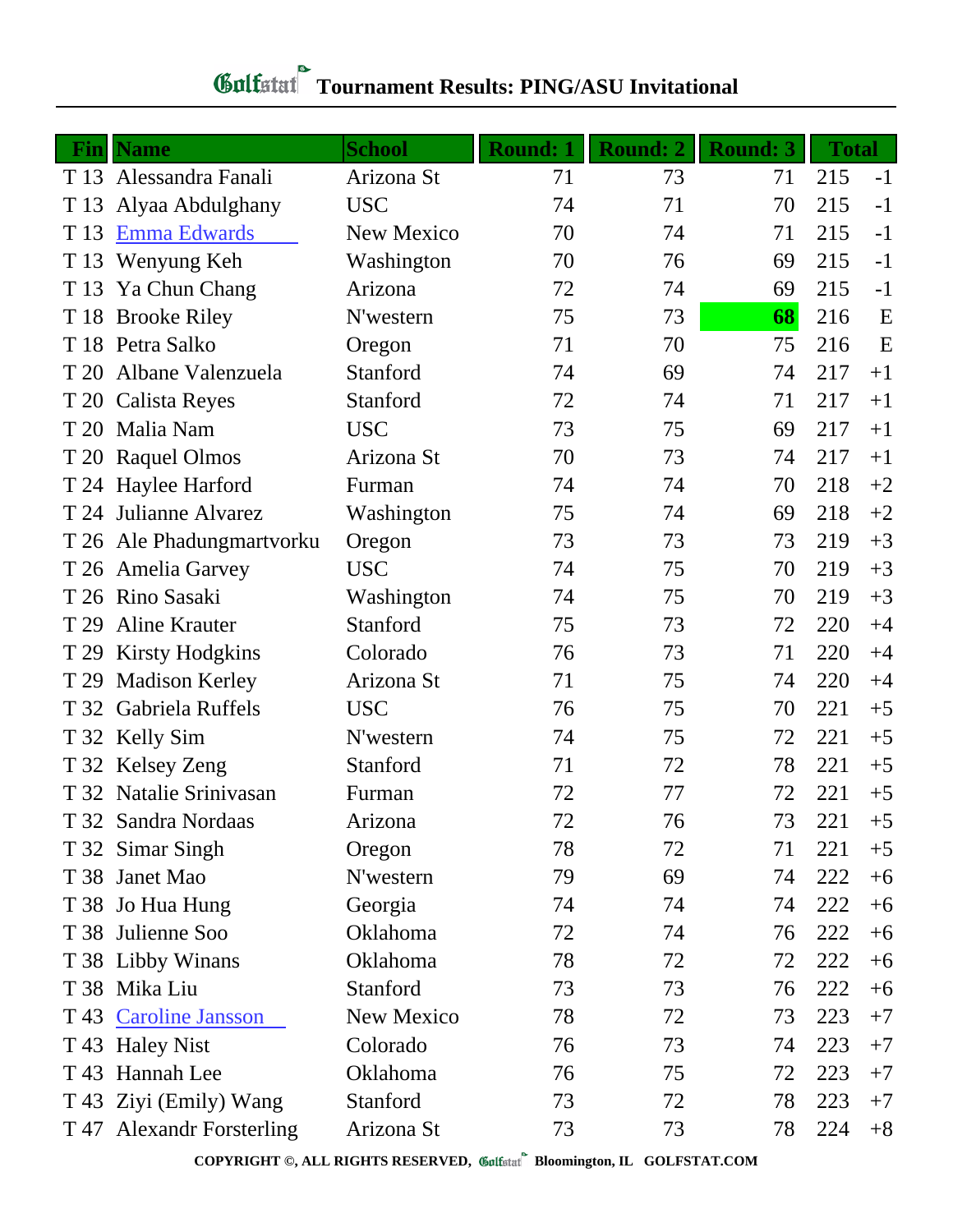# Tournament Results: PING/ASU Invitational

| Fin | Name | School | Round: 1 | Round: 2 | Round: 3 | Total | |
|---|---|---|---|---|---|---|---|
| T 13 | Alessandra Fanali | Arizona St | 71 | 73 | 71 | 215 | -1 |
| T 13 | Alyaa Abdulghany | USC | 74 | 71 | 70 | 215 | -1 |
| T 13 | Emma Edwards | New Mexico | 70 | 74 | 71 | 215 | -1 |
| T 13 | Wenyung Keh | Washington | 70 | 76 | 69 | 215 | -1 |
| T 13 | Ya Chun Chang | Arizona | 72 | 74 | 69 | 215 | -1 |
| T 18 | Brooke Riley | N'western | 75 | 73 | **68** | 216 | E |
| T 18 | Petra Salko | Oregon | 71 | 70 | 75 | 216 | E |
| T 20 | Albane Valenzuela | Stanford | 74 | 69 | 74 | 217 | +1 |
| T 20 | Calista Reyes | Stanford | 72 | 74 | 71 | 217 | +1 |
| T 20 | Malia Nam | USC | 73 | 75 | 69 | 217 | +1 |
| T 20 | Raquel Olmos | Arizona St | 70 | 73 | 74 | 217 | +1 |
| T 24 | Haylee Harford | Furman | 74 | 74 | 70 | 218 | +2 |
| T 24 | Julianne Alvarez | Washington | 75 | 74 | 69 | 218 | +2 |
| T 26 | Ale Phadungmartvorku | Oregon | 73 | 73 | 73 | 219 | +3 |
| T 26 | Amelia Garvey | USC | 74 | 75 | 70 | 219 | +3 |
| T 26 | Rino Sasaki | Washington | 74 | 75 | 70 | 219 | +3 |
| T 29 | Aline Krauter | Stanford | 75 | 73 | 72 | 220 | +4 |
| T 29 | Kirsty Hodgkins | Colorado | 76 | 73 | 71 | 220 | +4 |
| T 29 | Madison Kerley | Arizona St | 71 | 75 | 74 | 220 | +4 |
| T 32 | Gabriela Ruffels | USC | 76 | 75 | 70 | 221 | +5 |
| T 32 | Kelly Sim | N'western | 74 | 75 | 72 | 221 | +5 |
| T 32 | Kelsey Zeng | Stanford | 71 | 72 | 78 | 221 | +5 |
| T 32 | Natalie Srinivasan | Furman | 72 | 77 | 72 | 221 | +5 |
| T 32 | Sandra Nordaas | Arizona | 72 | 76 | 73 | 221 | +5 |
| T 32 | Simar Singh | Oregon | 78 | 72 | 71 | 221 | +5 |
| T 38 | Janet Mao | N'western | 79 | 69 | 74 | 222 | +6 |
| T 38 | Jo Hua Hung | Georgia | 74 | 74 | 74 | 222 | +6 |
| T 38 | Julienne Soo | Oklahoma | 72 | 74 | 76 | 222 | +6 |
| T 38 | Libby Winans | Oklahoma | 78 | 72 | 72 | 222 | +6 |
| T 38 | Mika Liu | Stanford | 73 | 73 | 76 | 222 | +6 |
| T 43 | Caroline Jansson | New Mexico | 78 | 72 | 73 | 223 | +7 |
| T 43 | Haley Nist | Colorado | 76 | 73 | 74 | 223 | +7 |
| T 43 | Hannah Lee | Oklahoma | 76 | 75 | 72 | 223 | +7 |
| T 43 | Ziyi (Emily) Wang | Stanford | 73 | 72 | 78 | 223 | +7 |
| T 47 | Alexandr Forsterling | Arizona St | 73 | 73 | 78 | 224 | +8 |

COPYRIGHT ©, ALL RIGHTS RESERVED, Golfstat Bloomington, IL GOLFSTAT.COM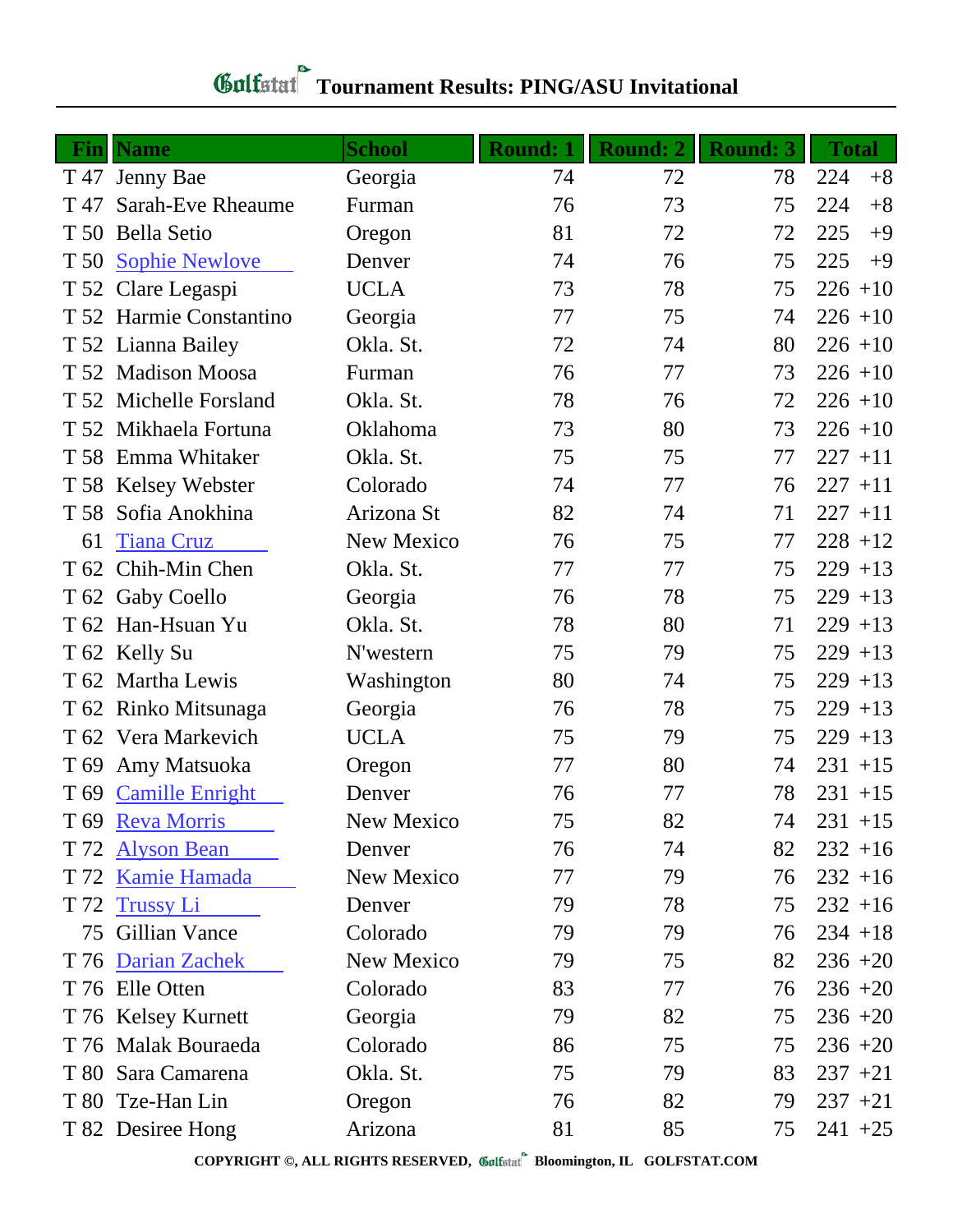# Golfstat Tournament Results: PING/ASU Invitational

| Fin | Name | School | Round: 1 | Round: 2 | Round: 3 | Total | |
|---|---|---|---|---|---|---|---|
| T 47 | Jenny Bae | Georgia | 74 | 72 | 78 | 224 | +8 |
| T 47 | Sarah-Eve Rheaume | Furman | 76 | 73 | 75 | 224 | +8 |
| T 50 | Bella Setio | Oregon | 81 | 72 | 72 | 225 | +9 |
| T 50 | Sophie Newlove | Denver | 74 | 76 | 75 | 225 | +9 |
| T 52 | Clare Legaspi | UCLA | 73 | 78 | 75 | 226 | +10 |
| T 52 | Harmie Constantino | Georgia | 77 | 75 | 74 | 226 | +10 |
| T 52 | Lianna Bailey | Okla. St. | 72 | 74 | 80 | 226 | +10 |
| T 52 | Madison Moosa | Furman | 76 | 77 | 73 | 226 | +10 |
| T 52 | Michelle Forsland | Okla. St. | 78 | 76 | 72 | 226 | +10 |
| T 52 | Mikhaela Fortuna | Oklahoma | 73 | 80 | 73 | 226 | +10 |
| T 58 | Emma Whitaker | Okla. St. | 75 | 75 | 77 | 227 | +11 |
| T 58 | Kelsey Webster | Colorado | 74 | 77 | 76 | 227 | +11 |
| T 58 | Sofia Anokhina | Arizona St | 82 | 74 | 71 | 227 | +11 |
| 61 | Tiana Cruz | New Mexico | 76 | 75 | 77 | 228 | +12 |
| T 62 | Chih-Min Chen | Okla. St. | 77 | 77 | 75 | 229 | +13 |
| T 62 | Gaby Coello | Georgia | 76 | 78 | 75 | 229 | +13 |
| T 62 | Han-Hsuan Yu | Okla. St. | 78 | 80 | 71 | 229 | +13 |
| T 62 | Kelly Su | N'western | 75 | 79 | 75 | 229 | +13 |
| T 62 | Martha Lewis | Washington | 80 | 74 | 75 | 229 | +13 |
| T 62 | Rinko Mitsunaga | Georgia | 76 | 78 | 75 | 229 | +13 |
| T 62 | Vera Markevich | UCLA | 75 | 79 | 75 | 229 | +13 |
| T 69 | Amy Matsuoka | Oregon | 77 | 80 | 74 | 231 | +15 |
| T 69 | Camille Enright | Denver | 76 | 77 | 78 | 231 | +15 |
| T 69 | Reva Morris | New Mexico | 75 | 82 | 74 | 231 | +15 |
| T 72 | Alyson Bean | Denver | 76 | 74 | 82 | 232 | +16 |
| T 72 | Kamie Hamada | New Mexico | 77 | 79 | 76 | 232 | +16 |
| T 72 | Trussy Li | Denver | 79 | 78 | 75 | 232 | +16 |
| 75 | Gillian Vance | Colorado | 79 | 79 | 76 | 234 | +18 |
| T 76 | Darian Zachek | New Mexico | 79 | 75 | 82 | 236 | +20 |
| T 76 | Elle Otten | Colorado | 83 | 77 | 76 | 236 | +20 |
| T 76 | Kelsey Kurnett | Georgia | 79 | 82 | 75 | 236 | +20 |
| T 76 | Malak Bouraeda | Colorado | 86 | 75 | 75 | 236 | +20 |
| T 80 | Sara Camarena | Okla. St. | 75 | 79 | 83 | 237 | +21 |
| T 80 | Tze-Han Lin | Oregon | 76 | 82 | 79 | 237 | +21 |
| T 82 | Desiree Hong | Arizona | 81 | 85 | 75 | 241 | +25 |

**COPYRIGHT ©, ALL RIGHTS RESERVED, Golfstat Bloomington, IL GOLFSTAT.COM**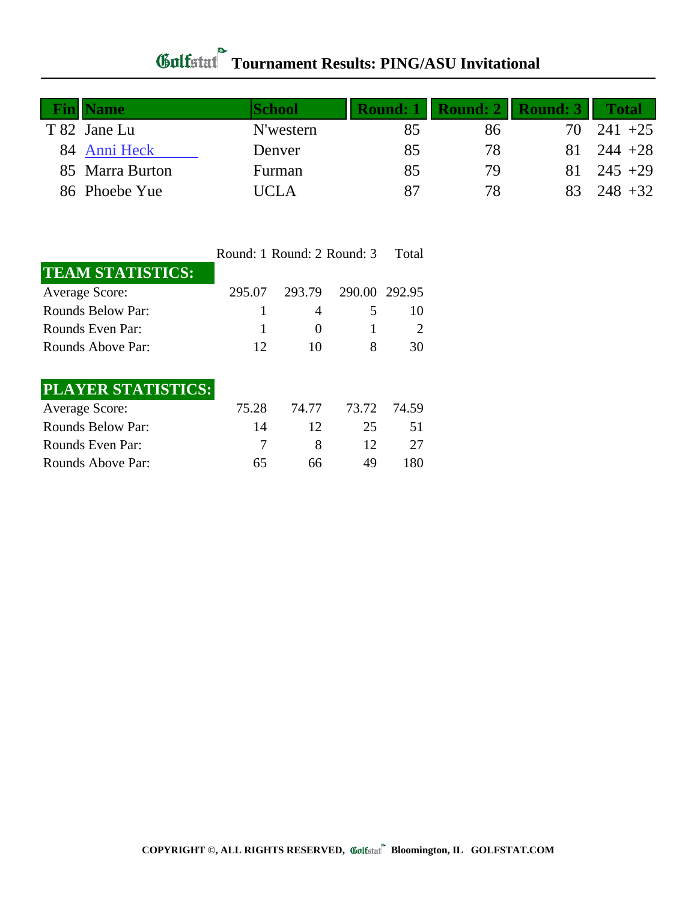# Golfstat Tournament Results: PING/ASU Invitational

| Fin | Name | School | Round: 1 | Round: 2 | Round: 3 | Total | |
|---|---|---|---|---|---|---|---|
| T 82 | Jane Lu | N'western | 85 | 86 | 70 | 241 | +25 |
| 84 | Anni Heck | Denver | 85 | 78 | 81 | 244 | +28 |
| 85 | Marra Burton | Furman | 85 | 79 | 81 | 245 | +29 |
| 86 | Phoebe Yue | UCLA | 87 | 78 | 83 | 248 | +32 |

| | Round: 1 | Round: 2 | Round: 3 | Total |
|---|---|---|---|---|
| **TEAM STATISTICS:** | | | | |
| Average Score: | 295.07 | 293.79 | 290.00 | 292.95 |
| Rounds Below Par: | 1 | 4 | 5 | 10 |
| Rounds Even Par: | 1 | 0 | 1 | 2 |
| Rounds Above Par: | 12 | 10 | 8 | 30 |

| | | | | |
|---|---|---|---|---|
| **PLAYER STATISTICS:** | | | | |
| Average Score: | 75.28 | 74.77 | 73.72 | 74.59 |
| Rounds Below Par: | 14 | 12 | 25 | 51 |
| Rounds Even Par: | 7 | 8 | 12 | 27 |
| Rounds Above Par: | 65 | 66 | 49 | 180 |

**COPYRIGHT ©, ALL RIGHTS RESERVED, Golfstat Bloomington, IL GOLFSTAT.COM**